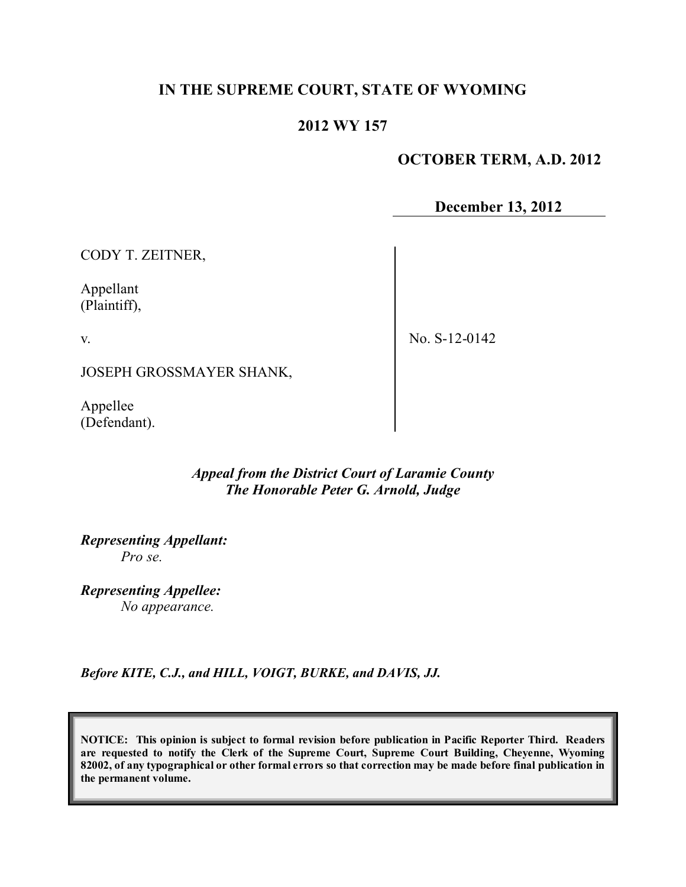# IN THE SUPREME COURT, STATE OF WYOMING

## 2012 WY 157

**OCTOBER TERM, A.D. 2012**

**December 13, 2012**

CODY T. ZEITNER,

Appellant
(Plaintiff),

v.

JOSEPH GROSSMAYER SHANK,

Appellee
(Defendant).

No. S-12-0142

*Appeal from the District Court of Laramie County*
*The Honorable Peter G. Arnold, Judge*

***Representing Appellant:***
*Pro se.*

***Representing Appellee:***
*No appearance.*

***Before KITE, C.J., and HILL, VOIGT, BURKE, and DAVIS, JJ.***

**NOTICE: This opinion is subject to formal revision before publication in Pacific Reporter Third. Readers are requested to notify the Clerk of the Supreme Court, Supreme Court Building, Cheyenne, Wyoming 82002, of any typographical or other formal errors so that correction may be made before final publication in the permanent volume.**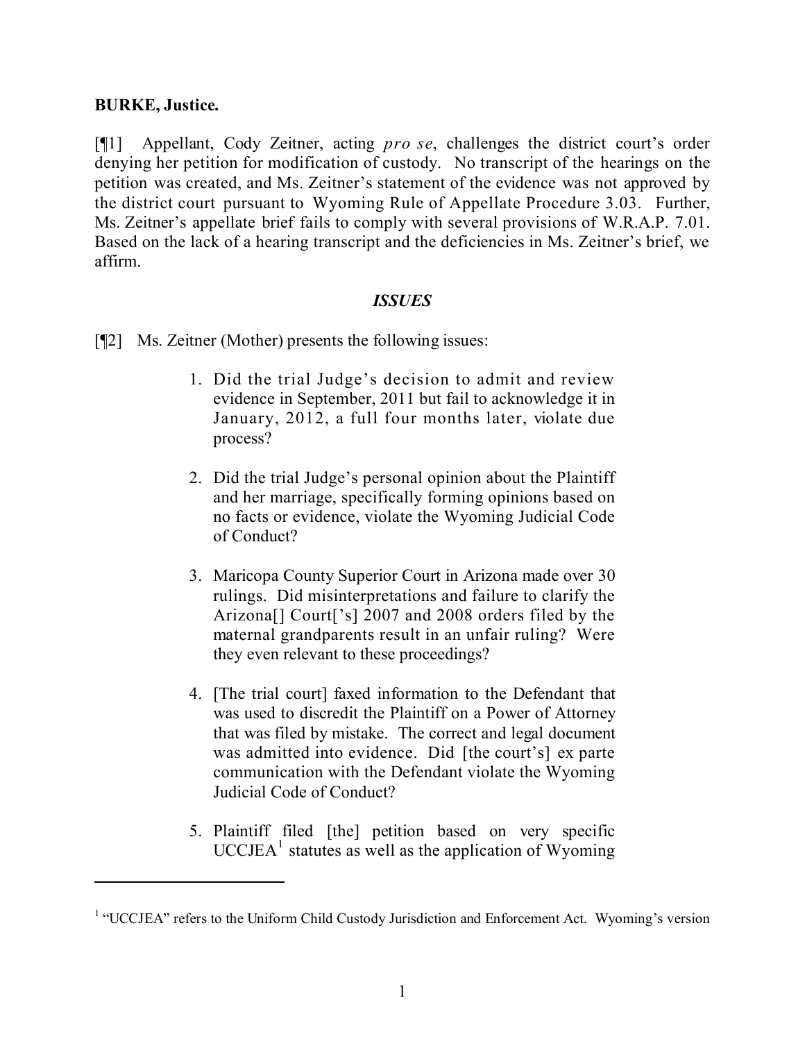**BURKE, Justice.**

[¶1] Appellant, Cody Zeitner, acting *pro se*, challenges the district court's order denying her petition for modification of custody. No transcript of the hearings on the petition was created, and Ms. Zeitner's statement of the evidence was not approved by the district court pursuant to Wyoming Rule of Appellate Procedure 3.03. Further, Ms. Zeitner's appellate brief fails to comply with several provisions of W.R.A.P. 7.01. Based on the lack of a hearing transcript and the deficiencies in Ms. Zeitner's brief, we affirm.

## *ISSUES*

[¶2] Ms. Zeitner (Mother) presents the following issues:

> 1. Did the trial Judge's decision to admit and review evidence in September, 2011 but fail to acknowledge it in January, 2012, a full four months later, violate due process?
>
> 2. Did the trial Judge's personal opinion about the Plaintiff and her marriage, specifically forming opinions based on no facts or evidence, violate the Wyoming Judicial Code of Conduct?
>
> 3. Maricopa County Superior Court in Arizona made over 30 rulings. Did misinterpretations and failure to clarify the Arizona[] Court['s] 2007 and 2008 orders filed by the maternal grandparents result in an unfair ruling? Were they even relevant to these proceedings?
>
> 4. [The trial court] faxed information to the Defendant that was used to discredit the Plaintiff on a Power of Attorney that was filed by mistake. The correct and legal document was admitted into evidence. Did [the court's] ex parte communication with the Defendant violate the Wyoming Judicial Code of Conduct?
>
> 5. Plaintiff filed [the] petition based on very specific UCCJEA[1] statutes as well as the application of Wyoming

---

[1] "UCCJEA" refers to the Uniform Child Custody Jurisdiction and Enforcement Act. Wyoming's version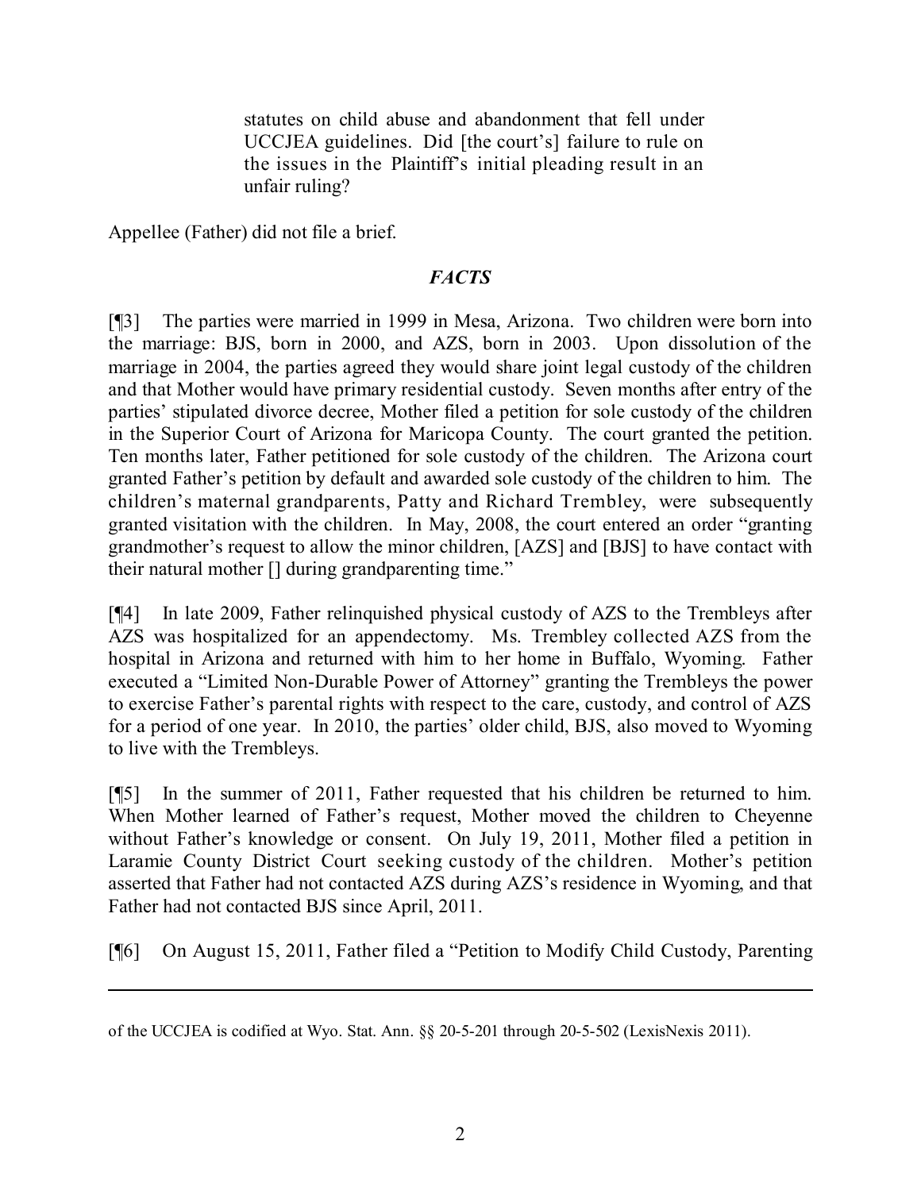> statutes on child abuse and abandonment that fell under UCCJEA guidelines. Did [the court's] failure to rule on the issues in the Plaintiff's initial pleading result in an unfair ruling?

Appellee (Father) did not file a brief.

## *FACTS*

[¶3] The parties were married in 1999 in Mesa, Arizona. Two children were born into the marriage: BJS, born in 2000, and AZS, born in 2003. Upon dissolution of the marriage in 2004, the parties agreed they would share joint legal custody of the children and that Mother would have primary residential custody. Seven months after entry of the parties' stipulated divorce decree, Mother filed a petition for sole custody of the children in the Superior Court of Arizona for Maricopa County. The court granted the petition. Ten months later, Father petitioned for sole custody of the children. The Arizona court granted Father's petition by default and awarded sole custody of the children to him. The children's maternal grandparents, Patty and Richard Trembley, were subsequently granted visitation with the children. In May, 2008, the court entered an order "granting grandmother's request to allow the minor children, [AZS] and [BJS] to have contact with their natural mother [] during grandparenting time."

[¶4] In late 2009, Father relinquished physical custody of AZS to the Trembleys after AZS was hospitalized for an appendectomy. Ms. Trembley collected AZS from the hospital in Arizona and returned with him to her home in Buffalo, Wyoming. Father executed a "Limited Non-Durable Power of Attorney" granting the Trembleys the power to exercise Father's parental rights with respect to the care, custody, and control of AZS for a period of one year. In 2010, the parties' older child, BJS, also moved to Wyoming to live with the Trembleys.

[¶5] In the summer of 2011, Father requested that his children be returned to him. When Mother learned of Father's request, Mother moved the children to Cheyenne without Father's knowledge or consent. On July 19, 2011, Mother filed a petition in Laramie County District Court seeking custody of the children. Mother's petition asserted that Father had not contacted AZS during AZS's residence in Wyoming, and that Father had not contacted BJS since April, 2011.

[¶6] On August 15, 2011, Father filed a "Petition to Modify Child Custody, Parenting

---

of the UCCJEA is codified at Wyo. Stat. Ann. §§ 20-5-201 through 20-5-502 (LexisNexis 2011).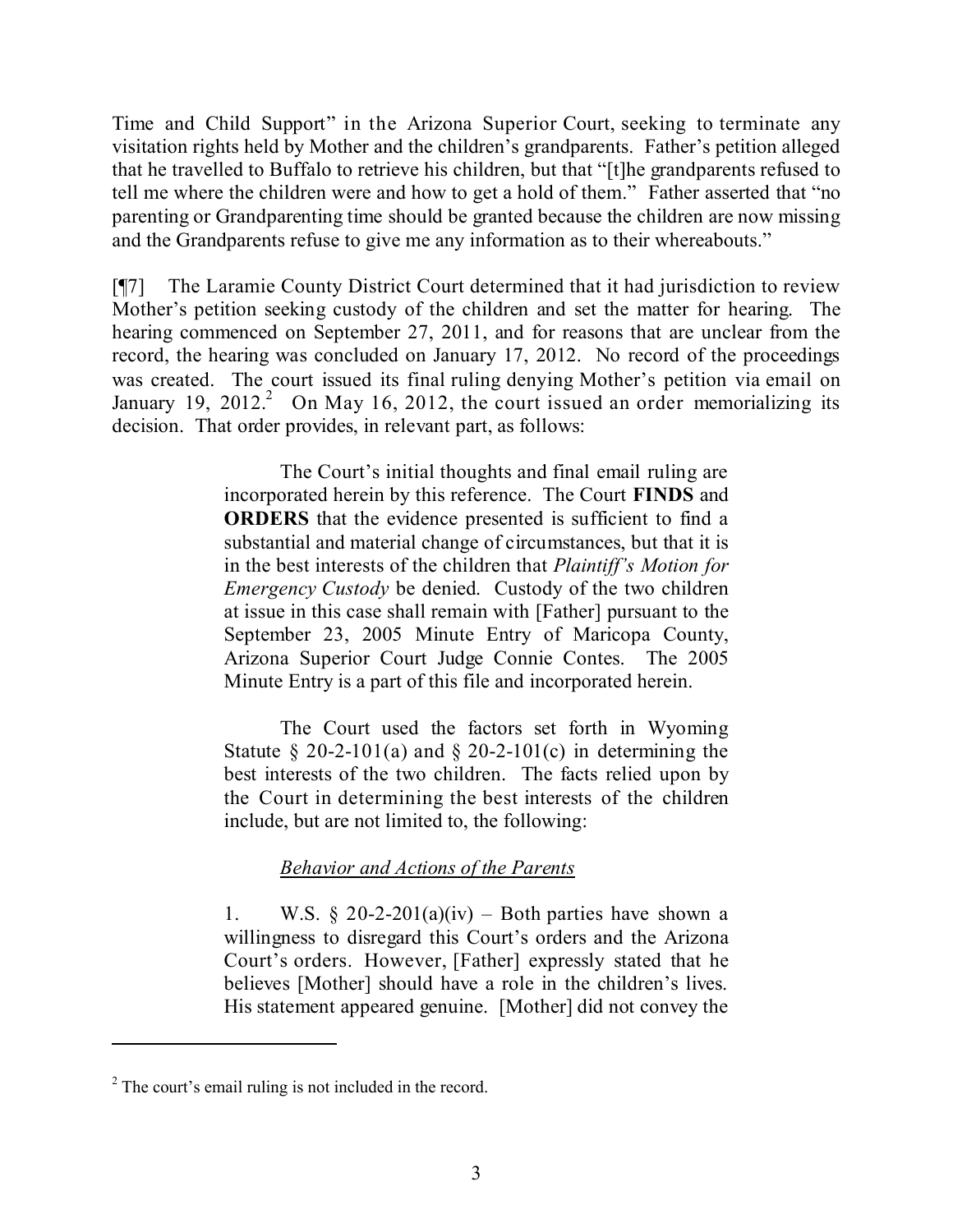Time and Child Support" in the Arizona Superior Court, seeking to terminate any visitation rights held by Mother and the children's grandparents. Father's petition alleged that he travelled to Buffalo to retrieve his children, but that "[t]he grandparents refused to tell me where the children were and how to get a hold of them." Father asserted that "no parenting or Grandparenting time should be granted because the children are now missing and the Grandparents refuse to give me any information as to their whereabouts."

[¶7] The Laramie County District Court determined that it had jurisdiction to review Mother's petition seeking custody of the children and set the matter for hearing. The hearing commenced on September 27, 2011, and for reasons that are unclear from the record, the hearing was concluded on January 17, 2012. No record of the proceedings was created. The court issued its final ruling denying Mother's petition via email on January 19, 2012.[2] On May 16, 2012, the court issued an order memorializing its decision. That order provides, in relevant part, as follows:

> The Court's initial thoughts and final email ruling are incorporated herein by this reference. The Court **FINDS** and **ORDERS** that the evidence presented is sufficient to find a substantial and material change of circumstances, but that it is in the best interests of the children that *Plaintiff's Motion for Emergency Custody* be denied. Custody of the two children at issue in this case shall remain with [Father] pursuant to the September 23, 2005 Minute Entry of Maricopa County, Arizona Superior Court Judge Connie Contes. The 2005 Minute Entry is a part of this file and incorporated herein.
>
> The Court used the factors set forth in Wyoming Statute § 20-2-101(a) and § 20-2-101(c) in determining the best interests of the two children. The facts relied upon by the Court in determining the best interests of the children include, but are not limited to, the following:
>
> <u>*Behavior and Actions of the Parents*</u>
>
> 1. W.S. § 20-2-201(a)(iv) – Both parties have shown a willingness to disregard this Court's orders and the Arizona Court's orders. However, [Father] expressly stated that he believes [Mother] should have a role in the children's lives. His statement appeared genuine. [Mother] did not convey the

---

[2] The court's email ruling is not included in the record.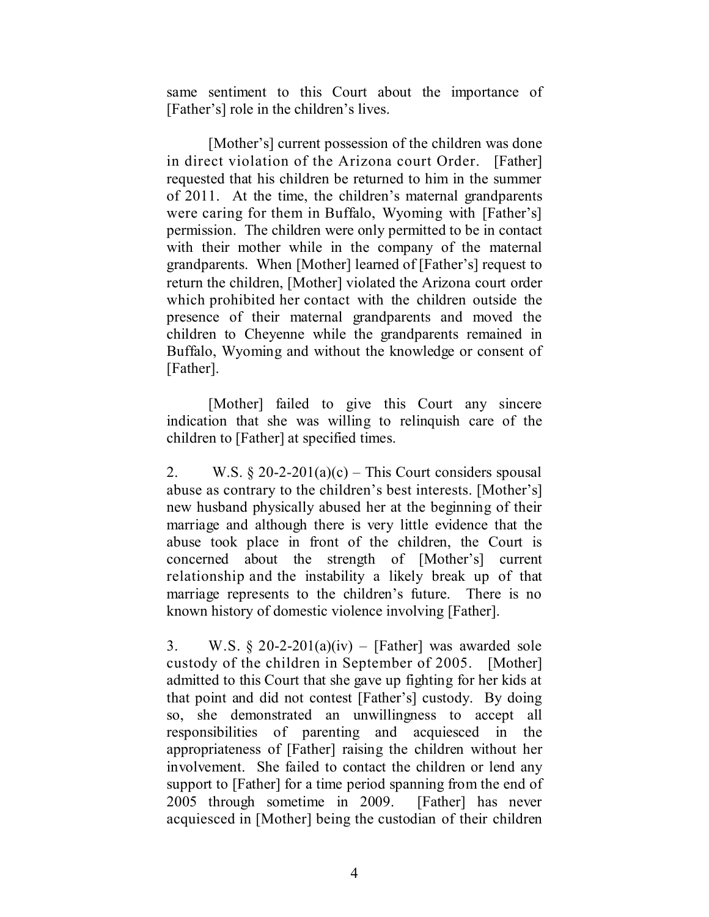same sentiment to this Court about the importance of [Father's] role in the children's lives.

[Mother's] current possession of the children was done in direct violation of the Arizona court Order. [Father] requested that his children be returned to him in the summer of 2011. At the time, the children's maternal grandparents were caring for them in Buffalo, Wyoming with [Father's] permission. The children were only permitted to be in contact with their mother while in the company of the maternal grandparents. When [Mother] learned of [Father's] request to return the children, [Mother] violated the Arizona court order which prohibited her contact with the children outside the presence of their maternal grandparents and moved the children to Cheyenne while the grandparents remained in Buffalo, Wyoming and without the knowledge or consent of [Father].

[Mother] failed to give this Court any sincere indication that she was willing to relinquish care of the children to [Father] at specified times.

2. W.S. § 20-2-201(a)(c) – This Court considers spousal abuse as contrary to the children's best interests. [Mother's] new husband physically abused her at the beginning of their marriage and although there is very little evidence that the abuse took place in front of the children, the Court is concerned about the strength of [Mother's] current relationship and the instability a likely break up of that marriage represents to the children's future. There is no known history of domestic violence involving [Father].

3. W.S. § 20-2-201(a)(iv) – [Father] was awarded sole custody of the children in September of 2005. [Mother] admitted to this Court that she gave up fighting for her kids at that point and did not contest [Father's] custody. By doing so, she demonstrated an unwillingness to accept all responsibilities of parenting and acquiesced in the appropriateness of [Father] raising the children without her involvement. She failed to contact the children or lend any support to [Father] for a time period spanning from the end of 2005 through sometime in 2009. [Father] has never acquiesced in [Mother] being the custodian of their children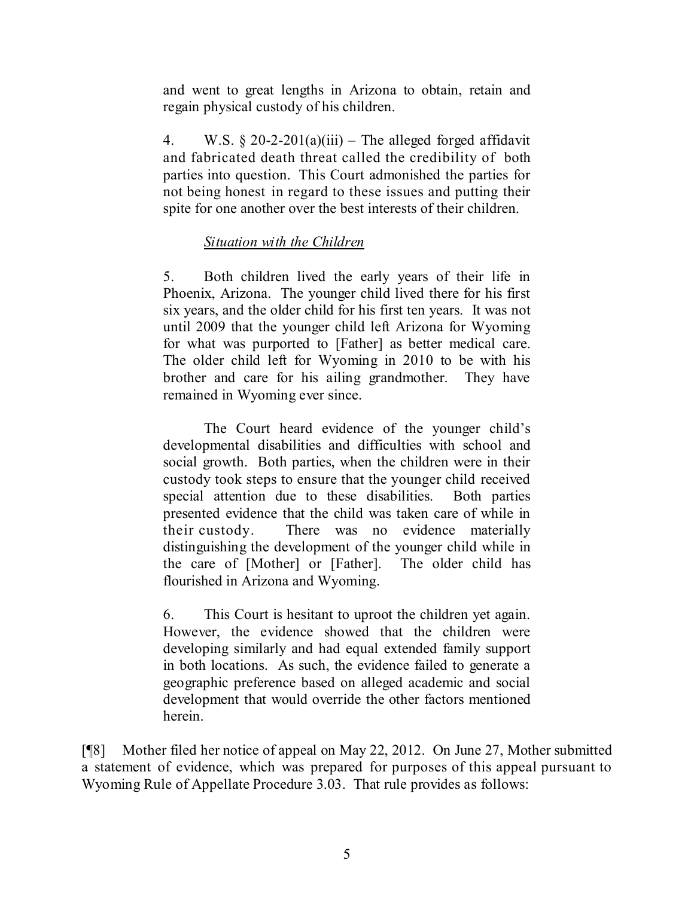and went to great lengths in Arizona to obtain, retain and regain physical custody of his children.

4. W.S. § 20-2-201(a)(iii) – The alleged forged affidavit and fabricated death threat called the credibility of both parties into question. This Court admonished the parties for not being honest in regard to these issues and putting their spite for one another over the best interests of their children.

*Situation with the Children*

5. Both children lived the early years of their life in Phoenix, Arizona. The younger child lived there for his first six years, and the older child for his first ten years. It was not until 2009 that the younger child left Arizona for Wyoming for what was purported to [Father] as better medical care. The older child left for Wyoming in 2010 to be with his brother and care for his ailing grandmother. They have remained in Wyoming ever since.

The Court heard evidence of the younger child's developmental disabilities and difficulties with school and social growth. Both parties, when the children were in their custody took steps to ensure that the younger child received special attention due to these disabilities. Both parties presented evidence that the child was taken care of while in their custody. There was no evidence materially distinguishing the development of the younger child while in the care of [Mother] or [Father]. The older child has flourished in Arizona and Wyoming.

6. This Court is hesitant to uproot the children yet again. However, the evidence showed that the children were developing similarly and had equal extended family support in both locations. As such, the evidence failed to generate a geographic preference based on alleged academic and social development that would override the other factors mentioned herein.

[¶8] Mother filed her notice of appeal on May 22, 2012. On June 27, Mother submitted a statement of evidence, which was prepared for purposes of this appeal pursuant to Wyoming Rule of Appellate Procedure 3.03. That rule provides as follows: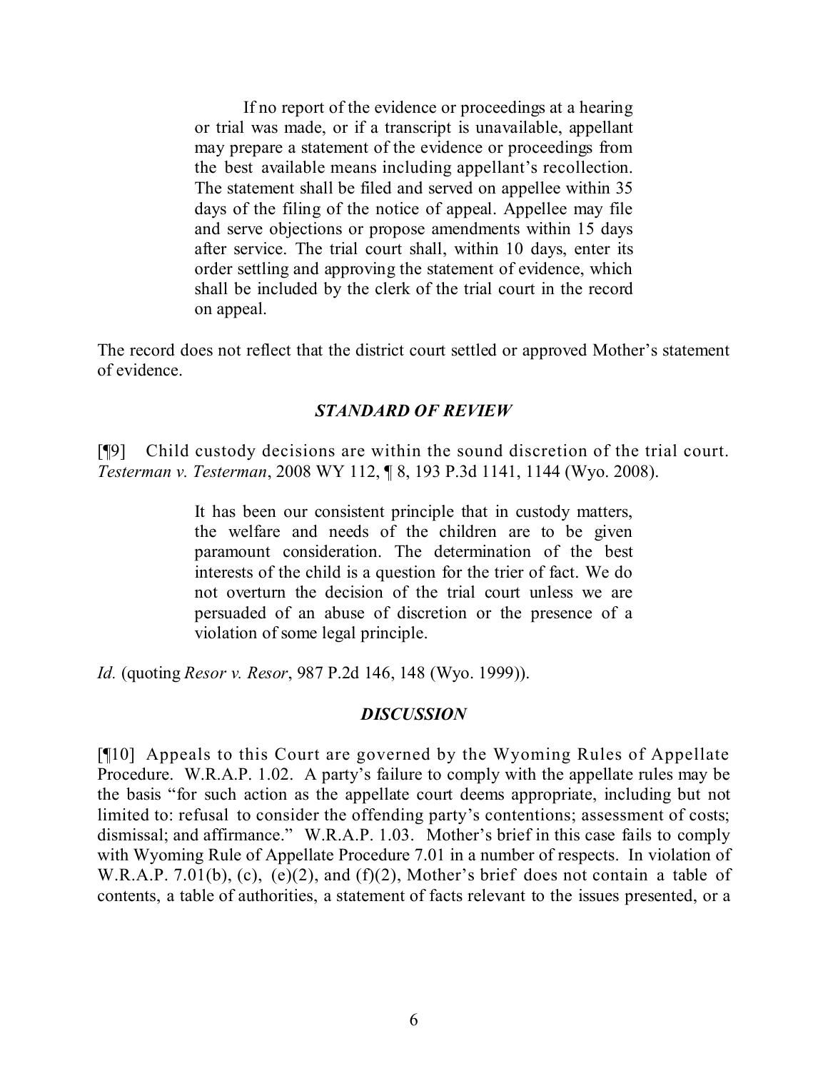> If no report of the evidence or proceedings at a hearing or trial was made, or if a transcript is unavailable, appellant may prepare a statement of the evidence or proceedings from the best available means including appellant's recollection. The statement shall be filed and served on appellee within 35 days of the filing of the notice of appeal. Appellee may file and serve objections or propose amendments within 15 days after service. The trial court shall, within 10 days, enter its order settling and approving the statement of evidence, which shall be included by the clerk of the trial court in the record on appeal.

The record does not reflect that the district court settled or approved Mother's statement of evidence.

### *STANDARD OF REVIEW*

[¶9] Child custody decisions are within the sound discretion of the trial court. *Testerman v. Testerman*, 2008 WY 112, ¶ 8, 193 P.3d 1141, 1144 (Wyo. 2008).

> It has been our consistent principle that in custody matters, the welfare and needs of the children are to be given paramount consideration. The determination of the best interests of the child is a question for the trier of fact. We do not overturn the decision of the trial court unless we are persuaded of an abuse of discretion or the presence of a violation of some legal principle.

*Id.* (quoting *Resor v. Resor*, 987 P.2d 146, 148 (Wyo. 1999)).

### *DISCUSSION*

[¶10] Appeals to this Court are governed by the Wyoming Rules of Appellate Procedure. W.R.A.P. 1.02. A party's failure to comply with the appellate rules may be the basis "for such action as the appellate court deems appropriate, including but not limited to: refusal to consider the offending party's contentions; assessment of costs; dismissal; and affirmance." W.R.A.P. 1.03. Mother's brief in this case fails to comply with Wyoming Rule of Appellate Procedure 7.01 in a number of respects. In violation of W.R.A.P. 7.01(b), (c), (e)(2), and (f)(2), Mother's brief does not contain a table of contents, a table of authorities, a statement of facts relevant to the issues presented, or a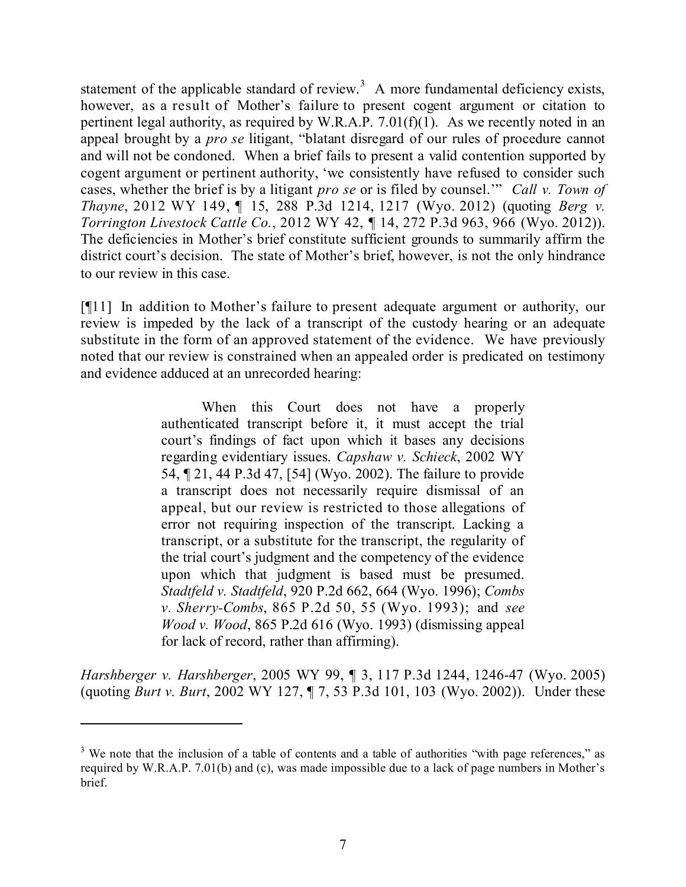statement of the applicable standard of review.[3] A more fundamental deficiency exists, however, as a result of Mother's failure to present cogent argument or citation to pertinent legal authority, as required by W.R.A.P. 7.01(f)(1). As we recently noted in an appeal brought by a *pro se* litigant, "blatant disregard of our rules of procedure cannot and will not be condoned. When a brief fails to present a valid contention supported by cogent argument or pertinent authority, 'we consistently have refused to consider such cases, whether the brief is by a litigant *pro se* or is filed by counsel.'" *Call v. Town of Thayne*, 2012 WY 149, ¶ 15, 288 P.3d 1214, 1217 (Wyo. 2012) (quoting *Berg v. Torrington Livestock Cattle Co.*, 2012 WY 42, ¶ 14, 272 P.3d 963, 966 (Wyo. 2012)). The deficiencies in Mother's brief constitute sufficient grounds to summarily affirm the district court's decision. The state of Mother's brief, however, is not the only hindrance to our review in this case.

[¶11] In addition to Mother's failure to present adequate argument or authority, our review is impeded by the lack of a transcript of the custody hearing or an adequate substitute in the form of an approved statement of the evidence. We have previously noted that our review is constrained when an appealed order is predicated on testimony and evidence adduced at an unrecorded hearing:

> When this Court does not have a properly authenticated transcript before it, it must accept the trial court's findings of fact upon which it bases any decisions regarding evidentiary issues. *Capshaw v. Schieck*, 2002 WY 54, ¶ 21, 44 P.3d 47, [54] (Wyo. 2002). The failure to provide a transcript does not necessarily require dismissal of an appeal, but our review is restricted to those allegations of error not requiring inspection of the transcript. Lacking a transcript, or a substitute for the transcript, the regularity of the trial court's judgment and the competency of the evidence upon which that judgment is based must be presumed. *Stadtfeld v. Stadtfeld*, 920 P.2d 662, 664 (Wyo. 1996); *Combs v. Sherry-Combs*, 865 P.2d 50, 55 (Wyo. 1993); and *see Wood v. Wood*, 865 P.2d 616 (Wyo. 1993) (dismissing appeal for lack of record, rather than affirming).

*Harshberger v. Harshberger*, 2005 WY 99, ¶ 3, 117 P.3d 1244, 1246-47 (Wyo. 2005) (quoting *Burt v. Burt*, 2002 WY 127, ¶ 7, 53 P.3d 101, 103 (Wyo. 2002)). Under these

---

[3] We note that the inclusion of a table of contents and a table of authorities "with page references," as required by W.R.A.P. 7.01(b) and (c), was made impossible due to a lack of page numbers in Mother's brief.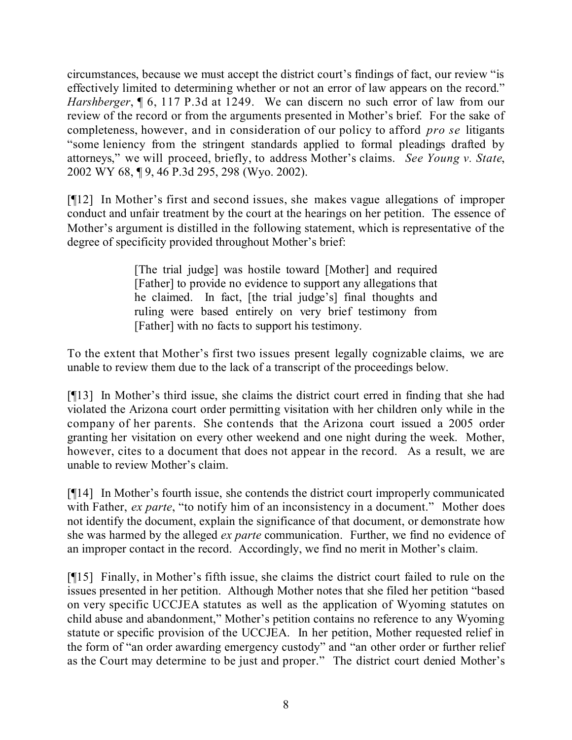circumstances, because we must accept the district court's findings of fact, our review "is effectively limited to determining whether or not an error of law appears on the record." *Harshberger*, ¶ 6, 117 P.3d at 1249. We can discern no such error of law from our review of the record or from the arguments presented in Mother's brief. For the sake of completeness, however, and in consideration of our policy to afford *pro se* litigants "some leniency from the stringent standards applied to formal pleadings drafted by attorneys," we will proceed, briefly, to address Mother's claims. *See Young v. State*, 2002 WY 68, ¶ 9, 46 P.3d 295, 298 (Wyo. 2002).

[¶12] In Mother's first and second issues, she makes vague allegations of improper conduct and unfair treatment by the court at the hearings on her petition. The essence of Mother's argument is distilled in the following statement, which is representative of the degree of specificity provided throughout Mother's brief:

> [The trial judge] was hostile toward [Mother] and required [Father] to provide no evidence to support any allegations that he claimed. In fact, [the trial judge's] final thoughts and ruling were based entirely on very brief testimony from [Father] with no facts to support his testimony.

To the extent that Mother's first two issues present legally cognizable claims, we are unable to review them due to the lack of a transcript of the proceedings below.

[¶13] In Mother's third issue, she claims the district court erred in finding that she had violated the Arizona court order permitting visitation with her children only while in the company of her parents. She contends that the Arizona court issued a 2005 order granting her visitation on every other weekend and one night during the week. Mother, however, cites to a document that does not appear in the record. As a result, we are unable to review Mother's claim.

[¶14] In Mother's fourth issue, she contends the district court improperly communicated with Father, *ex parte*, "to notify him of an inconsistency in a document." Mother does not identify the document, explain the significance of that document, or demonstrate how she was harmed by the alleged *ex parte* communication. Further, we find no evidence of an improper contact in the record. Accordingly, we find no merit in Mother's claim.

[¶15] Finally, in Mother's fifth issue, she claims the district court failed to rule on the issues presented in her petition. Although Mother notes that she filed her petition "based on very specific UCCJEA statutes as well as the application of Wyoming statutes on child abuse and abandonment," Mother's petition contains no reference to any Wyoming statute or specific provision of the UCCJEA. In her petition, Mother requested relief in the form of "an order awarding emergency custody" and "an other order or further relief as the Court may determine to be just and proper." The district court denied Mother's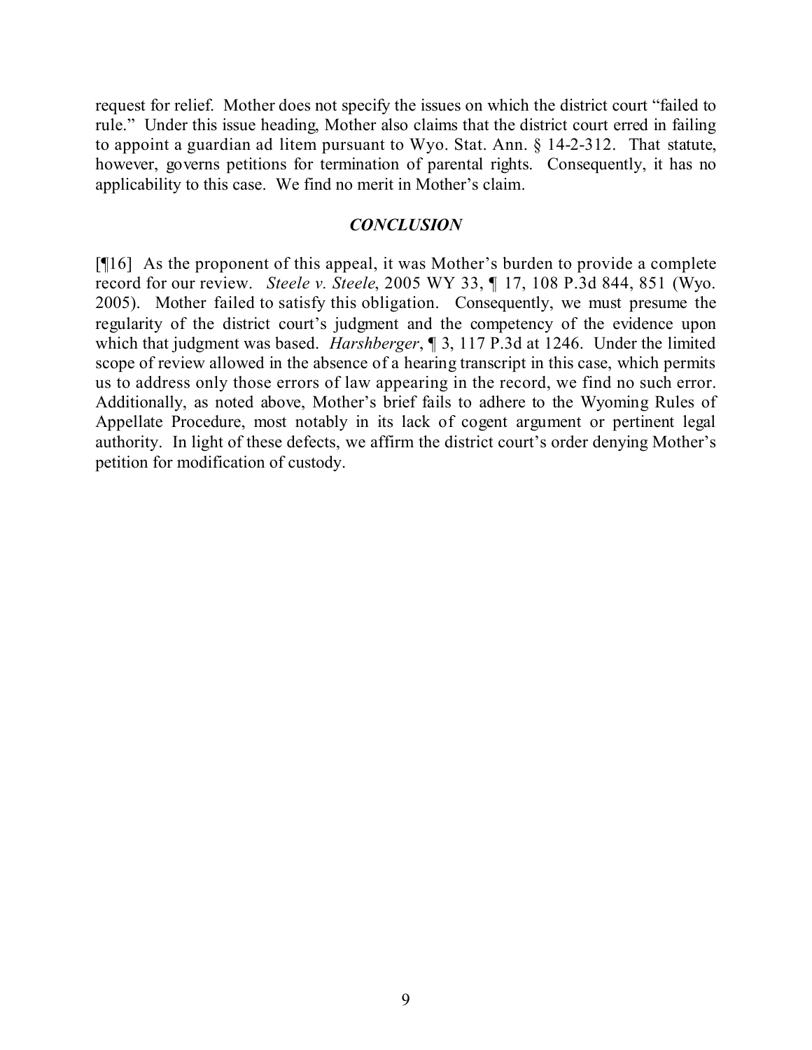request for relief. Mother does not specify the issues on which the district court "failed to rule." Under this issue heading, Mother also claims that the district court erred in failing to appoint a guardian ad litem pursuant to Wyo. Stat. Ann. § 14-2-312. That statute, however, governs petitions for termination of parental rights. Consequently, it has no applicability to this case. We find no merit in Mother's claim.

## *CONCLUSION*

[¶16] As the proponent of this appeal, it was Mother's burden to provide a complete record for our review. *Steele v. Steele*, 2005 WY 33, ¶ 17, 108 P.3d 844, 851 (Wyo. 2005). Mother failed to satisfy this obligation. Consequently, we must presume the regularity of the district court's judgment and the competency of the evidence upon which that judgment was based. *Harshberger*, ¶ 3, 117 P.3d at 1246. Under the limited scope of review allowed in the absence of a hearing transcript in this case, which permits us to address only those errors of law appearing in the record, we find no such error. Additionally, as noted above, Mother's brief fails to adhere to the Wyoming Rules of Appellate Procedure, most notably in its lack of cogent argument or pertinent legal authority. In light of these defects, we affirm the district court's order denying Mother's petition for modification of custody.